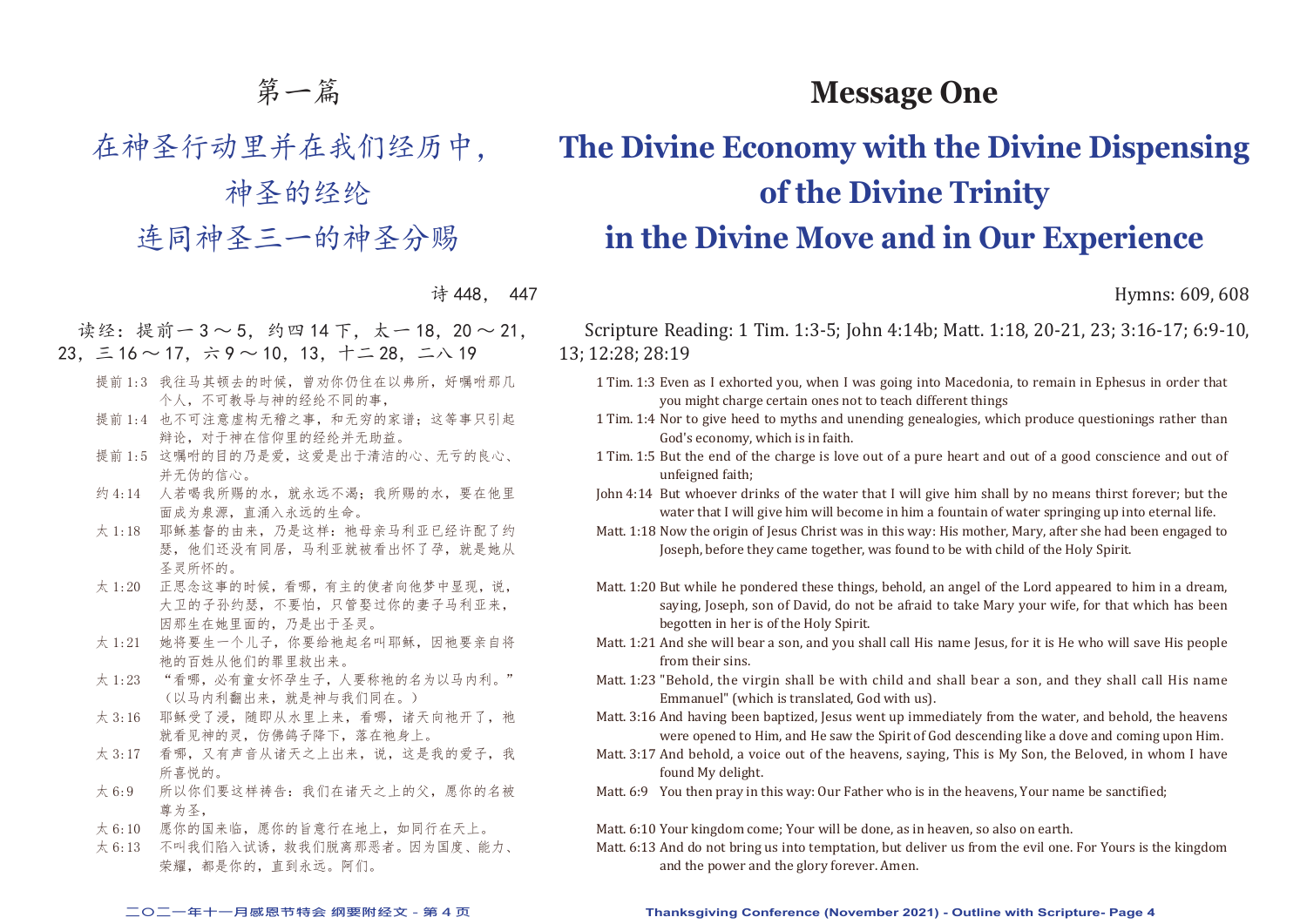# 第一篇

## 在神圣行动里并在我们经历中，神圣的经纶连同神圣三一的神圣分赐

诗448， 447

读经：提前一3～5，约四14下，太一18，20～21，23，三16～17，六9～10，13，十二28，二八19

提前1:3 我往马其顿去的时候，曾劝你仍住在以弗所，好嘱咐那几个人，不可教导与神的经纶不同的事，

提前1:4 也不可注意虚构无稽之事，和无穷的家谱；这等事只引起辩论，对于神在信仰里的经纶并无助益。

提前1:5 这嘱咐的目的乃是爱，这爱是出于清洁的心、无亏的良心、并无伪的信心。

约4:14 人若喝我所赐的水，就永远不渴；我所赐的水，要在他里面成为泉源，直涌入永远的生命。

太1:18 耶稣基督的由来，乃是这样：祂母亲马利亚已经许配了约瑟，他们还没有同居，马利亚就被看出怀了孕，就是她从圣灵所怀的。

太1:20 正思念这事的时候，看哪，有主的使者向他梦中显现，说，大卫的子孙约瑟，不要怕，只管娶过你的妻子马利亚来，因那生在她里面的，乃是出于圣灵。

太1:21 她将要生一个儿子，你要给祂起名叫耶稣，因祂要亲自将祂的百姓从他们的罪里救出来。

太1:23 “看哪，必有童女怀孕生子，人要称祂的名为以马内利。”（以马内利翻出来，就是神与我们同在。）

太3:16 耶稣受了浸，随即从水里上来，看哪，诸天向祂开了，祂就看见神的灵，仿佛鸽子降下，落在祂身上。

太3:17 看哪，又有声音从诸天之上出来，说，这是我的爱子，我所喜悦的。

太6:9 所以你们要这样祷告：我们在诸天之上的父，愿你的名被尊为圣，

太6:10 愿你的国来临，愿你的旨意行在地上，如同行在天上。

太6:13 不叫我们陷入试诱，救我们脱离那恶者。因为国度、能力、荣耀，都是你的，直到永远。阿们。

# Message One

## The Divine Economy with the Divine Dispensing of the Divine Trinity in the Divine Move and in Our Experience

Hymns: 609, 608

Scripture Reading: 1 Tim. 1:3-5; John 4:14b; Matt. 1:18, 20-21, 23; 3:16-17; 6:9-10, 13; 12:28; 28:19

1 Tim. 1:3 Even as I exhorted you, when I was going into Macedonia, to remain in Ephesus in order that you might charge certain ones not to teach different things

1 Tim. 1:4 Nor to give heed to myths and unending genealogies, which produce questionings rather than God's economy, which is in faith.

1 Tim. 1:5 But the end of the charge is love out of a pure heart and out of a good conscience and out of unfeigned faith;

John 4:14 But whoever drinks of the water that I will give him shall by no means thirst forever; but the water that I will give him will become in him a fountain of water springing up into eternal life.

Matt. 1:18 Now the origin of Jesus Christ was in this way: His mother, Mary, after she had been engaged to Joseph, before they came together, was found to be with child of the Holy Spirit.

Matt. 1:20 But while he pondered these things, behold, an angel of the Lord appeared to him in a dream, saying, Joseph, son of David, do not be afraid to take Mary your wife, for that which has been begotten in her is of the Holy Spirit.

Matt. 1:21 And she will bear a son, and you shall call His name Jesus, for it is He who will save His people from their sins.

Matt. 1:23 "Behold, the virgin shall be with child and shall bear a son, and they shall call His name Emmanuel" (which is translated, God with us).

Matt. 3:16 And having been baptized, Jesus went up immediately from the water, and behold, the heavens were opened to Him, and He saw the Spirit of God descending like a dove and coming upon Him.

Matt. 3:17 And behold, a voice out of the heavens, saying, This is My Son, the Beloved, in whom I have found My delight.

Matt. 6:9 You then pray in this way: Our Father who is in the heavens, Your name be sanctified;

Matt. 6:10 Your kingdom come; Your will be done, as in heaven, so also on earth.

Matt. 6:13 And do not bring us into temptation, but deliver us from the evil one. For Yours is the kingdom and the power and the glory forever. Amen.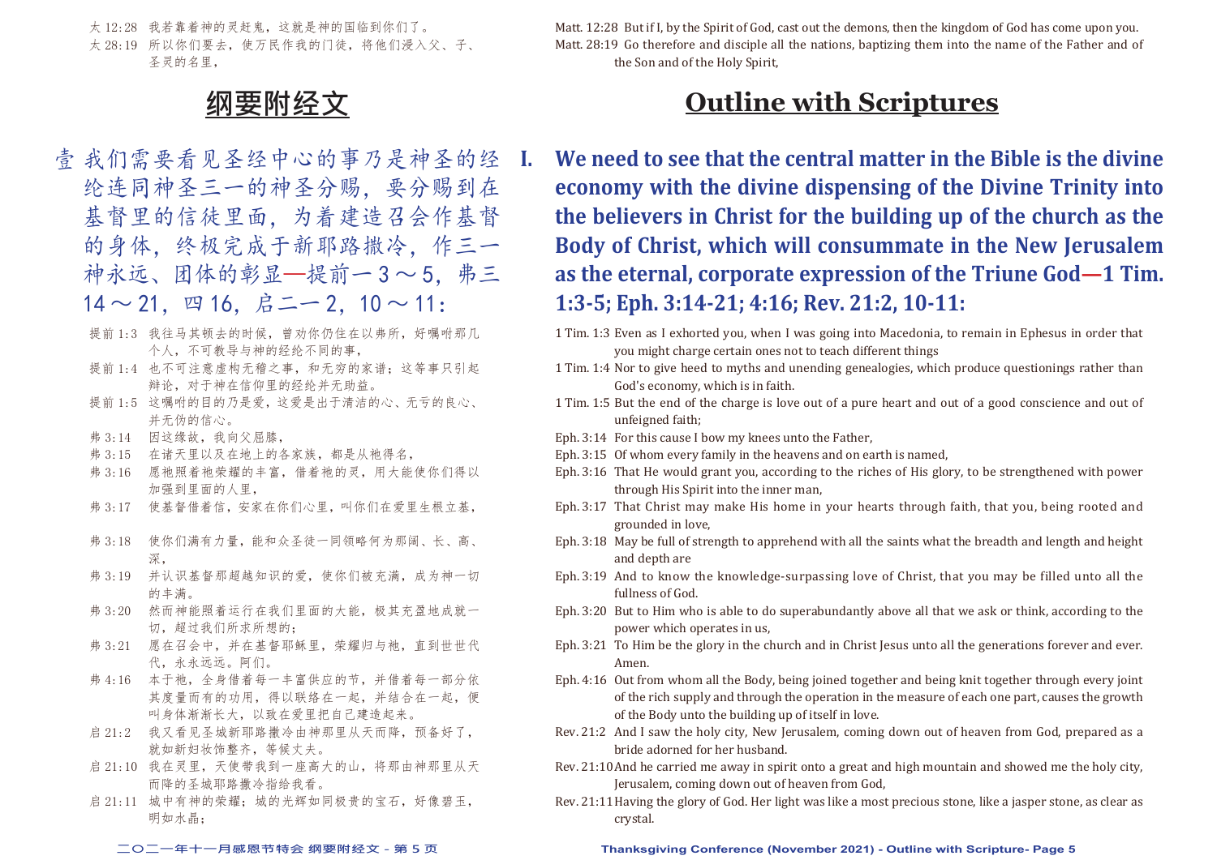太 12:28 我若靠着神的灵赶鬼，这就是神的国临到你们了。
太 28:19 所以你们要去，使万民作我的门徒，将他们浸入父、子、圣灵的名里，

Matt. 12:28 But if I, by the Spirit of God, cast out the demons, then the kingdom of God has come upon you.
Matt. 28:19 Go therefore and disciple all the nations, baptizing them into the name of the Father and of the Son and of the Holy Spirit,

# 纲要附经文

# Outline with Scriptures

## 壹 我们需要看见圣经中心的事乃是神圣的经纶连同神圣三一的神圣分赐，要分赐到在基督里的信徒里面，为着建造召会作基督的身体，终极完成于新耶路撒冷，作三一神永远、团体的彰显—提前一3～5，弗三14～21，四16，启二一2，10～11：

提前 1:3 我往马其顿去的时候，曾劝你仍住在以弗所，好嘱咐那几个人，不可教导与神的经纶不同的事，
提前 1:4 也不可注意虚构无稽之事，和无穷的家谱；这等事只引起辩论，对于神在信仰里的经纶并无助益。
提前 1:5 这嘱咐的目的乃是爱，这爱是出于清洁的心、无亏的良心、并无伪的信心。
弗 3:14 因这缘故，我向父屈膝，
弗 3:15 在诸天里以及在地上的各家族，都是从祂得名，
弗 3:16 愿祂照着祂荣耀的丰富，借着祂的灵，用大能使你们得以加强到里面的人里，
弗 3:17 使基督借着信，安家在你们心里，叫你们在爱里生根立基，
弗 3:18 使你们满有力量，能和众圣徒一同领略何为那阔、长、高、深，
弗 3:19 并认识基督那超越知识的爱，使你们被充满，成为神一切的丰满。
弗 3:20 然而神能照着运行在我们里面的大能，极其充盈地成就一切，超过我们所求所想的；
弗 3:21 愿在召会中，并在基督耶稣里，荣耀归与祂，直到世世代代，永永远远。阿们。
弗 4:16 本于祂，全身借着每一丰富供应的节，并借着每一部分依其度量而有的功用，得以联络在一起，并结合在一起，便叫身体渐渐长大，以致在爱里把自己建造起来。
启 21:2 我又看见圣城新耶路撒冷由神那里从天而降，预备好了，就如新妇妆饰整齐，等候丈夫。
启 21:10 我在灵里，天使带我到一座高大的山，将那由神那里从天而降的圣城耶路撒冷指给我看。
启 21:11 城中有神的荣耀；城的光辉如同极贵的宝石，好像碧玉，明如水晶；

## I. We need to see that the central matter in the Bible is the divine economy with the divine dispensing of the Divine Trinity into the believers in Christ for the building up of the church as the Body of Christ, which will consummate in the New Jerusalem as the eternal, corporate expression of the Triune God—1 Tim. 1:3-5; Eph. 3:14-21; 4:16; Rev. 21:2, 10-11:

1 Tim. 1:3 Even as I exhorted you, when I was going into Macedonia, to remain in Ephesus in order that you might charge certain ones not to teach different things
1 Tim. 1:4 Nor to give heed to myths and unending genealogies, which produce questionings rather than God's economy, which is in faith.
1 Tim. 1:5 But the end of the charge is love out of a pure heart and out of a good conscience and out of unfeigned faith;
Eph. 3:14 For this cause I bow my knees unto the Father,
Eph. 3:15 Of whom every family in the heavens and on earth is named,
Eph. 3:16 That He would grant you, according to the riches of His glory, to be strengthened with power through His Spirit into the inner man,
Eph. 3:17 That Christ may make His home in your hearts through faith, that you, being rooted and grounded in love,
Eph. 3:18 May be full of strength to apprehend with all the saints what the breadth and length and height and depth are
Eph. 3:19 And to know the knowledge-surpassing love of Christ, that you may be filled unto all the fullness of God.
Eph. 3:20 But to Him who is able to do superabundantly above all that we ask or think, according to the power which operates in us,
Eph. 3:21 To Him be the glory in the church and in Christ Jesus unto all the generations forever and ever. Amen.
Eph. 4:16 Out from whom all the Body, being joined together and being knit together through every joint of the rich supply and through the operation in the measure of each one part, causes the growth of the Body unto the building up of itself in love.
Rev. 21:2 And I saw the holy city, New Jerusalem, coming down out of heaven from God, prepared as a bride adorned for her husband.
Rev. 21:10 And he carried me away in spirit onto a great and high mountain and showed me the holy city, Jerusalem, coming down out of heaven from God,
Rev. 21:11 Having the glory of God. Her light was like a most precious stone, like a jasper stone, as clear as crystal.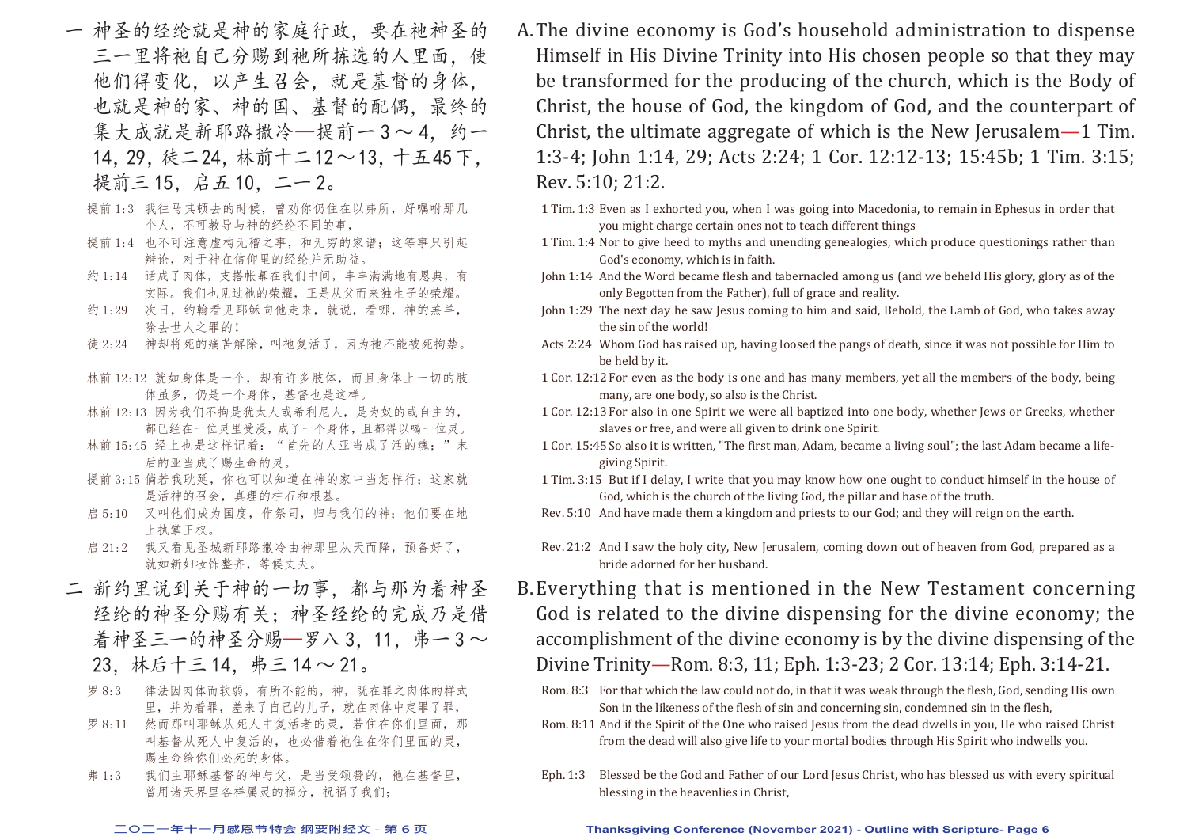一　神圣的经纶就是神的家庭行政，要在祂神圣的三一里将祂自己分赐到祂所拣选的人里面，使他们得变化，以产生召会，就是基督的身体，也就是神的家、神的国、基督的配偶，最终的集大成就是新耶路撒冷—提前一3～4，约一14，29，徒二24，林前十二12～13，十五45下，提前三15，启五10，二一2。

提前1:3　我往马其顿去的时候，曾劝你仍住在以弗所，好嘱咐那几个人，不可教导与神的经纶不同的事，

提前1:4　也不可注意虚构无稽之事，和无穷的家谱；这等事只引起辩论，对于神在信仰里的经纶并无助益。

约1:14　话成了肉体，支搭帐幕在我们中间，丰丰满满地有恩典，有实际。我们也见过祂的荣耀，正是从父而来独生子的荣耀。

约1:29　次日，约翰看见耶稣向他走来，就说，看哪，神的羔羊，除去世人之罪的！

徒2:24　神却将死的痛苦解除，叫祂复活了，因为祂不能被死拘禁。

林前12:12　就如身体是一个，却有许多肢体，而且身体上一切的肢体虽多，仍是一个身体，基督也是这样。

林前12:13　因为我们不拘是犹太人或希利尼人，是为奴的或自主的，都已经在一位灵里受浸，成了一个身体，且都得以喝一位灵。

林前15:45　经上也是这样记着："首先的人亚当成了活的魂；"末后的亚当成了赐生命的灵。

提前3:15　倘若我耽延，你也可以知道在神的家中当怎样行；这家就是活神的召会，真理的柱石和根基。

启5:10　又叫他们成为国度，作祭司，归与我们的神；他们要在地上执掌王权。

启21:2　我又看见圣城新耶路撒冷由神那里从天而降，预备好了，就如新妇妆饰整齐，等候丈夫。

二　新约里说到关于神的一切事，都与那为着神圣经纶的神圣分赐有关；神圣经纶的完成乃是借着神圣三一的神圣分赐—罗八3，11，弗一3～23，林后十三14，弗三14～21。

罗8:3　律法因肉体而软弱，有所不能的，神，既在罪之肉体的样式里，并为着罪，差来了自己的儿子，就在肉体中定罪了罪，

罗8:11　然而那叫耶稣从死人中复活者的灵，若住在你们里面，那叫基督从死人中复活的，也必借着祂住在你们里面的灵，赐生命给你们必死的身体。

弗1:3　我们主耶稣基督的神与父，是当受颂赞的，祂在基督里，曾用诸天界里各样属灵的福分，祝福了我们；

A. The divine economy is God's household administration to dispense Himself in His Divine Trinity into His chosen people so that they may be transformed for the producing of the church, which is the Body of Christ, the house of God, the kingdom of God, and the counterpart of Christ, the ultimate aggregate of which is the New Jerusalem—1 Tim. 1:3-4; John 1:14, 29; Acts 2:24; 1 Cor. 12:12-13; 15:45b; 1 Tim. 3:15; Rev. 5:10; 21:2.

1 Tim. 1:3　Even as I exhorted you, when I was going into Macedonia, to remain in Ephesus in order that you might charge certain ones not to teach different things

1 Tim. 1:4　Nor to give heed to myths and unending genealogies, which produce questionings rather than God's economy, which is in faith.

John 1:14　And the Word became flesh and tabernacled among us (and we beheld His glory, glory as of the only Begotten from the Father), full of grace and reality.

John 1:29　The next day he saw Jesus coming to him and said, Behold, the Lamb of God, who takes away the sin of the world!

Acts 2:24　Whom God has raised up, having loosed the pangs of death, since it was not possible for Him to be held by it.

1 Cor. 12:12　For even as the body is one and has many members, yet all the members of the body, being many, are one body, so also is the Christ.

1 Cor. 12:13　For also in one Spirit we were all baptized into one body, whether Jews or Greeks, whether slaves or free, and were all given to drink one Spirit.

1 Cor. 15:45　So also it is written, "The first man, Adam, became a living soul"; the last Adam became a life-giving Spirit.

1 Tim. 3:15　But if I delay, I write that you may know how one ought to conduct himself in the house of God, which is the church of the living God, the pillar and base of the truth.

Rev. 5:10　And have made them a kingdom and priests to our God; and they will reign on the earth.

Rev. 21:2　And I saw the holy city, New Jerusalem, coming down out of heaven from God, prepared as a bride adorned for her husband.

B. Everything that is mentioned in the New Testament concerning God is related to the divine dispensing for the divine economy; the accomplishment of the divine economy is by the divine dispensing of the Divine Trinity—Rom. 8:3, 11; Eph. 1:3-23; 2 Cor. 13:14; Eph. 3:14-21.

Rom. 8:3　For that which the law could not do, in that it was weak through the flesh, God, sending His own Son in the likeness of the flesh of sin and concerning sin, condemned sin in the flesh,

Rom. 8:11　And if the Spirit of the One who raised Jesus from the dead dwells in you, He who raised Christ from the dead will also give life to your mortal bodies through His Spirit who indwells you.

Eph. 1:3　Blessed be the God and Father of our Lord Jesus Christ, who has blessed us with every spiritual blessing in the heavenlies in Christ,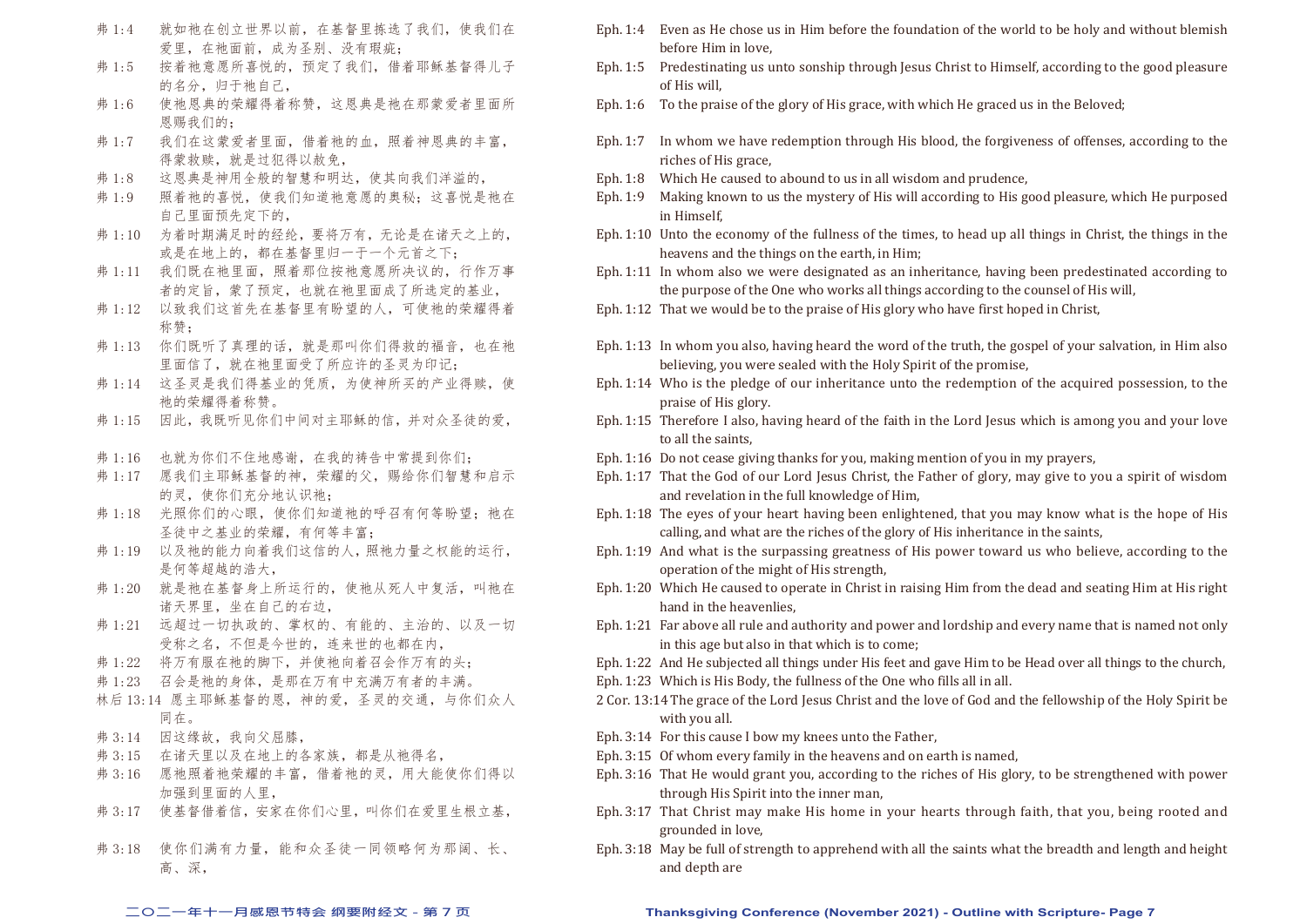弗 1:4　就如祂在创立世界以前，在基督里拣选了我们，使我们在爱里，在祂面前，成为圣别、没有瑕疵；

弗 1:5　按着祂意愿所喜悦的，预定了我们，借着耶稣基督得儿子的名分，归于祂自己，

弗 1:6　使祂恩典的荣耀得着称赞，这恩典是祂在那蒙爱者里面所恩赐我们的；

弗 1:7　我们在这蒙爱者里面，借着祂的血，照着神恩典的丰富，得蒙救赎，就是过犯得以赦免，

弗 1:8　这恩典是神用全般的智慧和明达，使其向我们洋溢的，

弗 1:9　照着祂的喜悦，使我们知道祂意愿的奥秘；这喜悦是祂在自己里面预先定下的，

弗 1:10　为着时期满足时的经纶，要将万有，无论是在诸天之上的，或是在地上的，都在基督里归一于一个元首之下；

弗 1:11　我们既在祂里面，照着那位按祂意愿所决议的，行作万事者的定旨，蒙了预定，也就在祂里面成了所选定的基业，

弗 1:12　以致我们这首先在基督里有盼望的人，可使祂的荣耀得着称赞；

弗 1:13　你们既听了真理的话，就是那叫你们得救的福音，也在祂里面信了，就在祂里面受了所应许的圣灵为印记；

弗 1:14　这圣灵是我们得基业的凭质，为使神所买的产业得赎，使祂的荣耀得着称赞。

弗 1:15　因此，我既听见你们中间对主耶稣的信，并对众圣徒的爱，

弗 1:16　也就为你们不住地感谢，在我的祷告中常提到你们；

弗 1:17　愿我们主耶稣基督的神，荣耀的父，赐给你们智慧和启示的灵，使你们充分地认识祂；

弗 1:18　光照你们的心眼，使你们知道祂的呼召有何等盼望；祂在圣徒中之基业的荣耀，有何等丰富；

弗 1:19　以及祂的能力向着我们这信的人，照祂力量之权能的运行，是何等超越的浩大，

弗 1:20　就是祂在基督身上所运行的，使祂从死人中复活，叫祂在诸天界里，坐在自己的右边，

弗 1:21　远超过一切执政的、掌权的、有能的、主治的、以及一切受称之名，不但是今世的，连来世的也都在内，

弗 1:22　将万有服在祂的脚下，并使祂向着召会作万有的头；

弗 1:23　召会是祂的身体，是那在万有中充满万有者的丰满。

林后 13:14　愿主耶稣基督的恩，神的爱，圣灵的交通，与你们众人同在。

弗 3:14　因这缘故，我向父屈膝，

弗 3:15　在诸天里以及在地上的各家族，都是从祂得名，

弗 3:16　愿祂照着祂荣耀的丰富，借着祂的灵，用大能使你们得以加强到里面的人里，

弗 3:17　使基督借着信，安家在你们心里，叫你们在爱里生根立基，

弗 3:18　使你们满有力量，能和众圣徒一同领略何为那阔、长、高、深，

Eph. 1:4　Even as He chose us in Him before the foundation of the world to be holy and without blemish before Him in love,

Eph. 1:5　Predestinating us unto sonship through Jesus Christ to Himself, according to the good pleasure of His will,

Eph. 1:6　To the praise of the glory of His grace, with which He graced us in the Beloved;

Eph. 1:7　In whom we have redemption through His blood, the forgiveness of offenses, according to the riches of His grace,

Eph. 1:8　Which He caused to abound to us in all wisdom and prudence,

Eph. 1:9　Making known to us the mystery of His will according to His good pleasure, which He purposed in Himself,

Eph. 1:10　Unto the economy of the fullness of the times, to head up all things in Christ, the things in the heavens and the things on the earth, in Him;

Eph. 1:11　In whom also we were designated as an inheritance, having been predestinated according to the purpose of the One who works all things according to the counsel of His will,

Eph. 1:12　That we would be to the praise of His glory who have first hoped in Christ,

Eph. 1:13　In whom you also, having heard the word of the truth, the gospel of your salvation, in Him also believing, you were sealed with the Holy Spirit of the promise,

Eph. 1:14　Who is the pledge of our inheritance unto the redemption of the acquired possession, to the praise of His glory.

Eph. 1:15　Therefore I also, having heard of the faith in the Lord Jesus which is among you and your love to all the saints,

Eph. 1:16　Do not cease giving thanks for you, making mention of you in my prayers,

Eph. 1:17　That the God of our Lord Jesus Christ, the Father of glory, may give to you a spirit of wisdom and revelation in the full knowledge of Him,

Eph. 1:18　The eyes of your heart having been enlightened, that you may know what is the hope of His calling, and what are the riches of the glory of His inheritance in the saints,

Eph. 1:19　And what is the surpassing greatness of His power toward us who believe, according to the operation of the might of His strength,

Eph. 1:20　Which He caused to operate in Christ in raising Him from the dead and seating Him at His right hand in the heavenlies,

Eph. 1:21　Far above all rule and authority and power and lordship and every name that is named not only in this age but also in that which is to come;

Eph. 1:22　And He subjected all things under His feet and gave Him to be Head over all things to the church,

Eph. 1:23　Which is His Body, the fullness of the One who fills all in all.

2 Cor. 13:14　The grace of the Lord Jesus Christ and the love of God and the fellowship of the Holy Spirit be with you all.

Eph. 3:14　For this cause I bow my knees unto the Father,

Eph. 3:15　Of whom every family in the heavens and on earth is named,

Eph. 3:16　That He would grant you, according to the riches of His glory, to be strengthened with power through His Spirit into the inner man,

Eph. 3:17　That Christ may make His home in your hearts through faith, that you, being rooted and grounded in love,

Eph. 3:18　May be full of strength to apprehend with all the saints what the breadth and length and height and depth are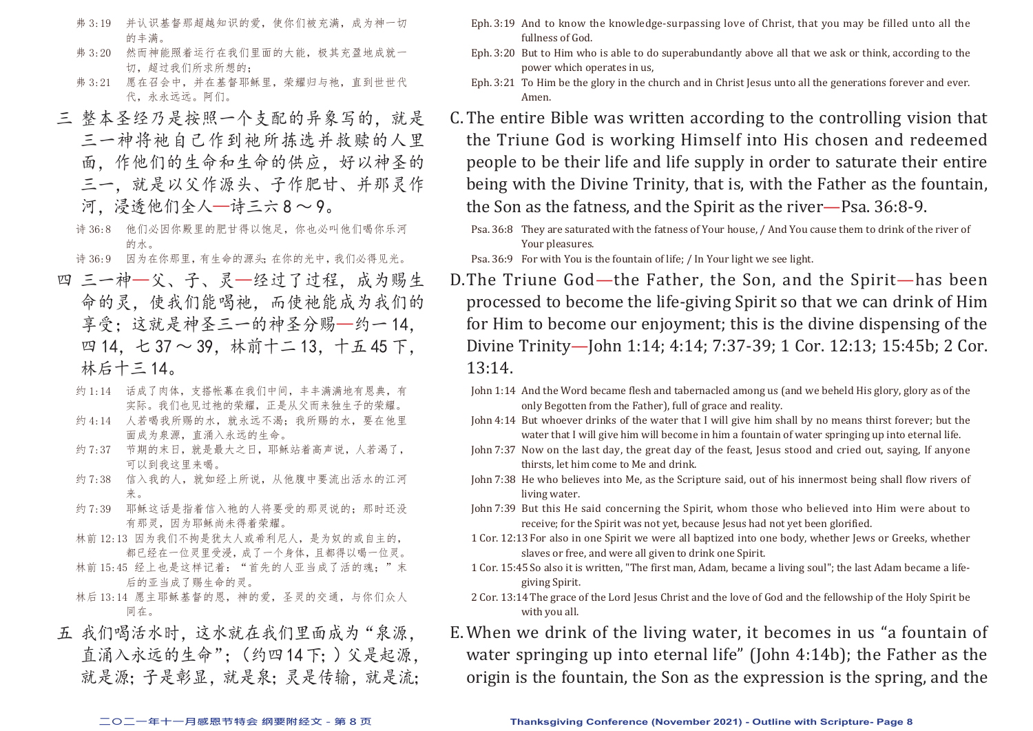弗 3:19 并认识基督那超越知识的爱，使你们被充满，成为神一切的丰满。

弗 3:20 然而神能照着运行在我们里面的大能，极其充盈地成就一切，超过我们所求所想的；

弗 3:21 愿在召会中，并在基督耶稣里，荣耀归与祂，直到世世代代，永永远远。阿们。

三 整本圣经乃是按照一个支配的异象写的，就是三一神将祂自己作到祂所拣选并救赎的人里面，作他们的生命和生命的供应，好以神圣的三一，就是以父作源头、子作肥甘、并那灵作河，浸透他们全人—诗三六 8～9。

诗 36:8 他们必因你殿里的肥甘得以饱足，你也必叫他们喝你乐河的水。

诗 36:9 因为在你那里，有生命的源头；在你的光中，我们必得见光。

四 三一神—父、子、灵—经过了过程，成为赐生命的灵，使我们能喝祂，而使祂能成为我们的享受；这就是神圣三一的神圣分赐—约一 14，四 14，七 37～39，林前十二 13，十五 45 下，林后十三 14。

约 1:14 话成了肉体，支搭帐幕在我们中间，丰丰满满地有恩典，有实际。我们也见过祂的荣耀，正是从父而来独生子的荣耀。

约 4:14 人若喝我所赐的水，就永远不渴；我所赐的水，要在他里面成为泉源，直涌入永远的生命。

约 7:37 节期的末日，就是最大之日，耶稣站着高声说，人若渴了，可以到我这里来喝。

约 7:38 信入我的人，就如经上所说，从他腹中要流出活水的江河来。

约 7:39 耶稣这话是指着信入祂的人将要受的那灵说的；那时还没有那灵，因为耶稣尚未得着荣耀。

林前 12:13 因为我们不拘是犹太人或希利尼人，是为奴的或自主的，都已经在一位灵里受浸，成了一个身体，且都得以喝一位灵。

林前 15:45 经上也是这样记着："首先的人亚当成了活的魂；"末后的亚当成了赐生命的灵。

林后 13:14 愿主耶稣基督的恩，神的爱，圣灵的交通，与你们众人同在。

五 我们喝活水时，这水就在我们里面成为"泉源，直涌入永远的生命"；（约四 14 下；）父是起源，就是源；子是彰显，就是泉；灵是传输，就是流；

Eph. 3:19 And to know the knowledge-surpassing love of Christ, that you may be filled unto all the fullness of God.

Eph. 3:20 But to Him who is able to do superabundantly above all that we ask or think, according to the power which operates in us,

Eph. 3:21 To Him be the glory in the church and in Christ Jesus unto all the generations forever and ever. Amen.

C. The entire Bible was written according to the controlling vision that the Triune God is working Himself into His chosen and redeemed people to be their life and life supply in order to saturate their entire being with the Divine Trinity, that is, with the Father as the fountain, the Son as the fatness, and the Spirit as the river—Psa. 36:8-9.

Psa. 36:8 They are saturated with the fatness of Your house, / And You cause them to drink of the river of Your pleasures.

Psa. 36:9 For with You is the fountain of life; / In Your light we see light.

D. The Triune God—the Father, the Son, and the Spirit—has been processed to become the life-giving Spirit so that we can drink of Him for Him to become our enjoyment; this is the divine dispensing of the Divine Trinity—John 1:14; 4:14; 7:37-39; 1 Cor. 12:13; 15:45b; 2 Cor. 13:14.

John 1:14 And the Word became flesh and tabernacled among us (and we beheld His glory, glory as of the only Begotten from the Father), full of grace and reality.

John 4:14 But whoever drinks of the water that I will give him shall by no means thirst forever; but the water that I will give him will become in him a fountain of water springing up into eternal life.

John 7:37 Now on the last day, the great day of the feast, Jesus stood and cried out, saying, If anyone thirsts, let him come to Me and drink.

John 7:38 He who believes into Me, as the Scripture said, out of his innermost being shall flow rivers of living water.

John 7:39 But this He said concerning the Spirit, whom those who believed into Him were about to receive; for the Spirit was not yet, because Jesus had not yet been glorified.

1 Cor. 12:13 For also in one Spirit we were all baptized into one body, whether Jews or Greeks, whether slaves or free, and were all given to drink one Spirit.

1 Cor. 15:45 So also it is written, "The first man, Adam, became a living soul"; the last Adam became a life-giving Spirit.

2 Cor. 13:14 The grace of the Lord Jesus Christ and the love of God and the fellowship of the Holy Spirit be with you all.

E. When we drink of the living water, it becomes in us "a fountain of water springing up into eternal life" (John 4:14b); the Father as the origin is the fountain, the Son as the expression is the spring, and the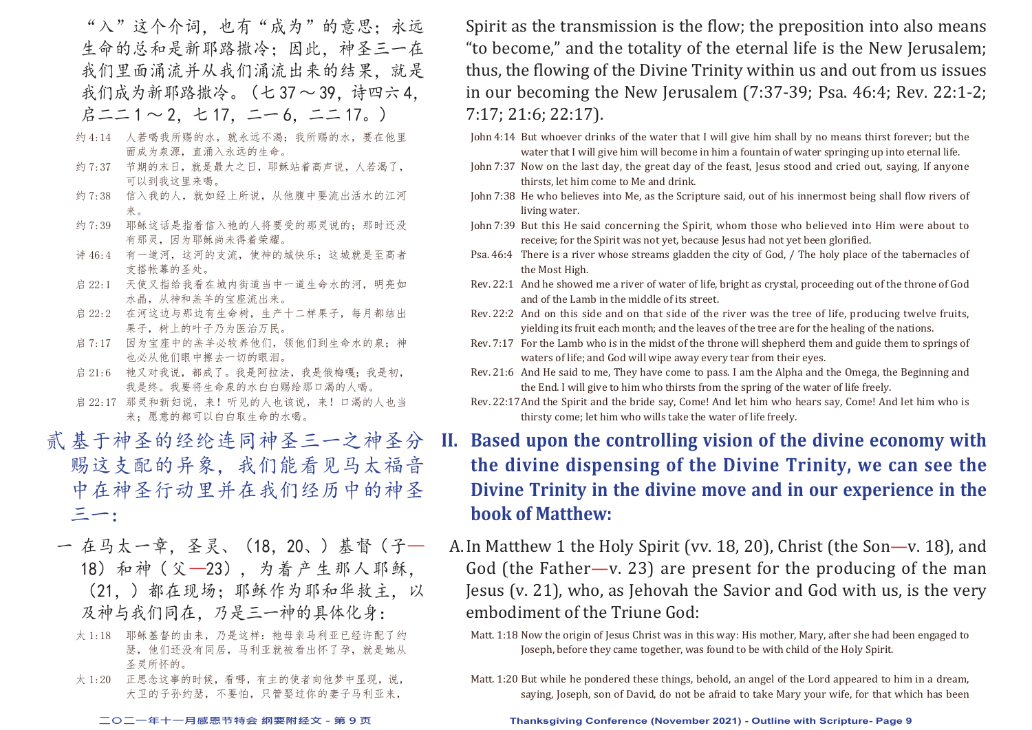"入"这个介词，也有"成为"的意思；永远生命的总和是新耶路撒冷；因此，神圣三一在我们里面涌流并从我们涌流出来的结果，就是我们成为新耶路撒冷。（七37～39，诗四六4，启二二1～2，七17，二一6，二二17。）

约4:14 人若喝我所赐的水，就永远不渴；我所赐的水，要在他里面成为泉源，直涌入永远的生命。

约7:37 节期的末日，就是最大之日，耶稣站着高声说，人若渴了，可以到我这里来喝。

约7:38 信入我的人，就如经上所说，从他腹中要流出活水的江河来。

约7:39 耶稣这话是指着信入祂的人将要受的那灵说的；那时还没有那灵，因为耶稣尚未得着荣耀。

诗46:4 有一道河，这河的支流，使神的城快乐；这城就是至高者支搭帐幕的圣处。

启22:1 天使又指给我看在城内街道当中一道生命水的河，明亮如水晶，从神和羔羊的宝座流出来。

启22:2 在河这边与那边有生命树，生产十二样果子，每月都结出果子，树上的叶子乃为医治万民。

启7:17 因为宝座中的羔羊必牧养他们，领他们到生命水的泉；神也必从他们眼中擦去一切的眼泪。

启21:6 祂又对我说，都成了。我是阿拉法，我是俄梅嘎；我是初，我是终。我要将生命泉的水白白赐给那口渴的人喝。

启22:17 那灵和新妇说，来！听见的人也该说，来！口渴的人也当来；愿意的都可以白白取生命的水喝。

## 贰 基于神圣的经纶连同神圣三一之神圣分赐这支配的异象，我们能看见马太福音中在神圣行动里并在我们经历中的神圣三一：

一 在马太一章，圣灵、（18，20、）基督（子—18）和神（父—23），为着产生那人耶稣，（21，）都在现场；耶稣作为耶和华救主，以及神与我们同在，乃是三一神的具体化身：

太1:18 耶稣基督的由来，乃是这样：祂母亲马利亚已经许配了约瑟，他们还没有同房，马利亚就被看出怀了孕，就是她从圣灵所怀的。

太1:20 正思念这事的时候，看哪，有主的使者向他梦中显现，说，大卫的子孙约瑟，不要怕，只管娶过你的妻子马利亚来，

Spirit as the transmission is the flow; the preposition into also means "to become," and the totality of the eternal life is the New Jerusalem; thus, the flowing of the Divine Trinity within us and out from us issues in our becoming the New Jerusalem (7:37-39; Psa. 46:4; Rev. 22:1-2; 7:17; 21:6; 22:17).

John 4:14 But whoever drinks of the water that I will give him shall by no means thirst forever; but the water that I will give him will become in him a fountain of water springing up into eternal life.

John 7:37 Now on the last day, the great day of the feast, Jesus stood and cried out, saying, If anyone thirsts, let him come to Me and drink.

John 7:38 He who believes into Me, as the Scripture said, out of his innermost being shall flow rivers of living water.

John 7:39 But this He said concerning the Spirit, whom those who believed into Him were about to receive; for the Spirit was not yet, because Jesus had not yet been glorified.

Psa. 46:4 There is a river whose streams gladden the city of God, / The holy place of the tabernacles of the Most High.

Rev. 22:1 And he showed me a river of water of life, bright as crystal, proceeding out of the throne of God and of the Lamb in the middle of its street.

Rev. 22:2 And on this side and on that side of the river was the tree of life, producing twelve fruits, yielding its fruit each month; and the leaves of the tree are for the healing of the nations.

Rev. 7:17 For the Lamb who is in the midst of the throne will shepherd them and guide them to springs of waters of life; and God will wipe away every tear from their eyes.

Rev. 21:6 And He said to me, They have come to pass. I am the Alpha and the Omega, the Beginning and the End. I will give to him who thirsts from the spring of the water of life freely.

Rev. 22:17 And the Spirit and the bride say, Come! And let him who hears say, Come! And let him who is thirsty come; let him who wills take the water of life freely.

## II. Based upon the controlling vision of the divine economy with the divine dispensing of the Divine Trinity, we can see the Divine Trinity in the divine move and in our experience in the book of Matthew:

A. In Matthew 1 the Holy Spirit (vv. 18, 20), Christ (the Son—v. 18), and God (the Father—v. 23) are present for the producing of the man Jesus (v. 21), who, as Jehovah the Savior and God with us, is the very embodiment of the Triune God:

Matt. 1:18 Now the origin of Jesus Christ was in this way: His mother, Mary, after she had been engaged to Joseph, before they came together, was found to be with child of the Holy Spirit.

Matt. 1:20 But while he pondered these things, behold, an angel of the Lord appeared to him in a dream, saying, Joseph, son of David, do not be afraid to take Mary your wife, for that which has been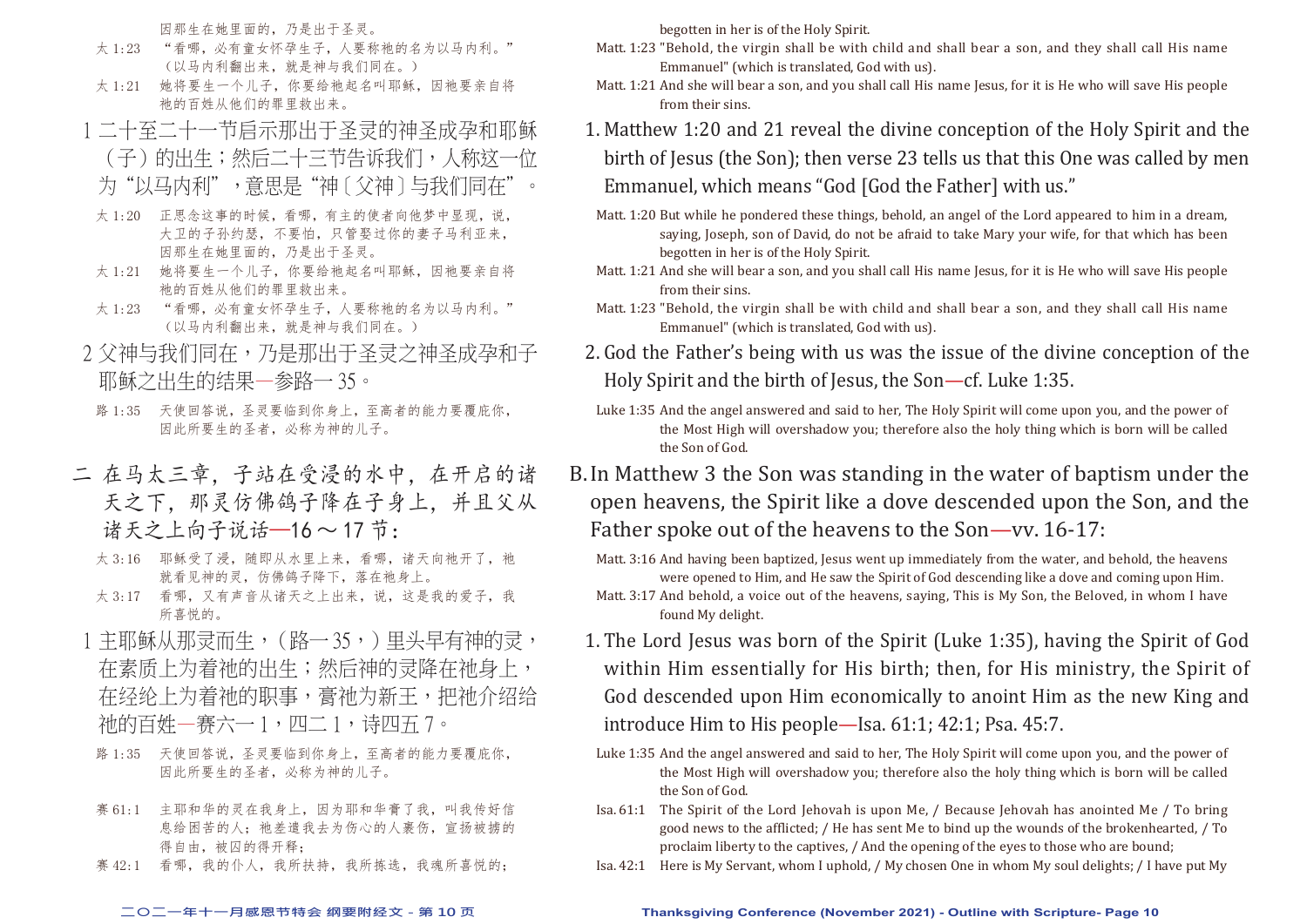因那生在她里面的，乃是出于圣灵。

太 1:23　“看哪，必有童女怀孕生子，人要称祂的名为以马内利。”（以马内利翻出来，就是神与我们同在。）

太 1:21　她将要生一个儿子，你要给祂起名叫耶稣，因祂要亲自将祂的百姓从他们的罪里救出来。

1 二十至二十一节启示那出于圣灵的神圣成孕和耶稣（子）的出生；然后二十三节告诉我们，人称这一位为“以马内利”，意思是“神〔父神〕与我们同在”。

太 1:20　正思念这事的时候，看哪，有主的使者向他梦中显现，说，大卫的子孙约瑟，不要怕，只管娶过你的妻子马利亚来，因那生在她里面的，乃是出于圣灵。

太 1:21　她将要生一个儿子，你要给祂起名叫耶稣，因祂要亲自将祂的百姓从他们的罪里救出来。

太 1:23　“看哪，必有童女怀孕生子，人要称祂的名为以马内利。”（以马内利翻出来，就是神与我们同在。）

2 父神与我们同在，乃是那出于圣灵之神圣成孕和子耶稣之出生的结果—参路一35。

路 1:35　天使回答说，圣灵要临到你身上，至高者的能力要覆庇你，因此所要生的圣者，必称为神的儿子。

二 在马太三章，子站在受浸的水中，在开启的诸天之下，那灵仿佛鸽子降在子身上，并且父从诸天之上向子说话—16～17节：

太 3:16　耶稣受了浸，随即从水里上来，看哪，诸天向祂开了，祂就看见神的灵，仿佛鸽子降下，落在祂身上。

太 3:17　看哪，又有声音从诸天之上出来，说，这是我的爱子，我所喜悦的。

1 主耶稣从那灵而生，（路一35，）里头早有神的灵，在素质上为着祂的出生；然后神的灵降在祂身上，在经纶上为着祂的职事，膏祂为新王，把祂介绍给祂的百姓—赛六一1，四二1，诗四五7。

路 1:35　天使回答说，圣灵要临到你身上，至高者的能力要覆庇你，因此所要生的圣者，必称为神的儿子。

赛 61:1　主耶和华的灵在我身上，因为耶和华膏了我，叫我传好信息给困苦的人；祂差遣我去为伤心的人裹伤，宣扬被掳的得自由，被囚的得开释；

赛 42:1　看哪，我的仆人，我所扶持，我所拣选，我魂所喜悦的；

begotten in her is of the Holy Spirit.

Matt. 1:23 "Behold, the virgin shall be with child and shall bear a son, and they shall call His name Emmanuel" (which is translated, God with us).

Matt. 1:21 And she will bear a son, and you shall call His name Jesus, for it is He who will save His people from their sins.

1. Matthew 1:20 and 21 reveal the divine conception of the Holy Spirit and the birth of Jesus (the Son); then verse 23 tells us that this One was called by men Emmanuel, which means “God [God the Father] with us.”

Matt. 1:20 But while he pondered these things, behold, an angel of the Lord appeared to him in a dream, saying, Joseph, son of David, do not be afraid to take Mary your wife, for that which has been begotten in her is of the Holy Spirit.

Matt. 1:21 And she will bear a son, and you shall call His name Jesus, for it is He who will save His people from their sins.

Matt. 1:23 "Behold, the virgin shall be with child and shall bear a son, and they shall call His name Emmanuel" (which is translated, God with us).

2. God the Father’s being with us was the issue of the divine conception of the Holy Spirit and the birth of Jesus, the Son—cf. Luke 1:35.

Luke 1:35 And the angel answered and said to her, The Holy Spirit will come upon you, and the power of the Most High will overshadow you; therefore also the holy thing which is born will be called the Son of God.

B. In Matthew 3 the Son was standing in the water of baptism under the open heavens, the Spirit like a dove descended upon the Son, and the Father spoke out of the heavens to the Son—vv. 16-17:

Matt. 3:16 And having been baptized, Jesus went up immediately from the water, and behold, the heavens were opened to Him, and He saw the Spirit of God descending like a dove and coming upon Him.

Matt. 3:17 And behold, a voice out of the heavens, saying, This is My Son, the Beloved, in whom I have found My delight.

1. The Lord Jesus was born of the Spirit (Luke 1:35), having the Spirit of God within Him essentially for His birth; then, for His ministry, the Spirit of God descended upon Him economically to anoint Him as the new King and introduce Him to His people—Isa. 61:1; 42:1; Psa. 45:7.

Luke 1:35 And the angel answered and said to her, The Holy Spirit will come upon you, and the power of the Most High will overshadow you; therefore also the holy thing which is born will be called the Son of God.

Isa. 61:1 The Spirit of the Lord Jehovah is upon Me, / Because Jehovah has anointed Me / To bring good news to the afflicted; / He has sent Me to bind up the wounds of the brokenhearted, / To proclaim liberty to the captives, / And the opening of the eyes to those who are bound;

Isa. 42:1 Here is My Servant, whom I uphold, / My chosen One in whom My soul delights; / I have put My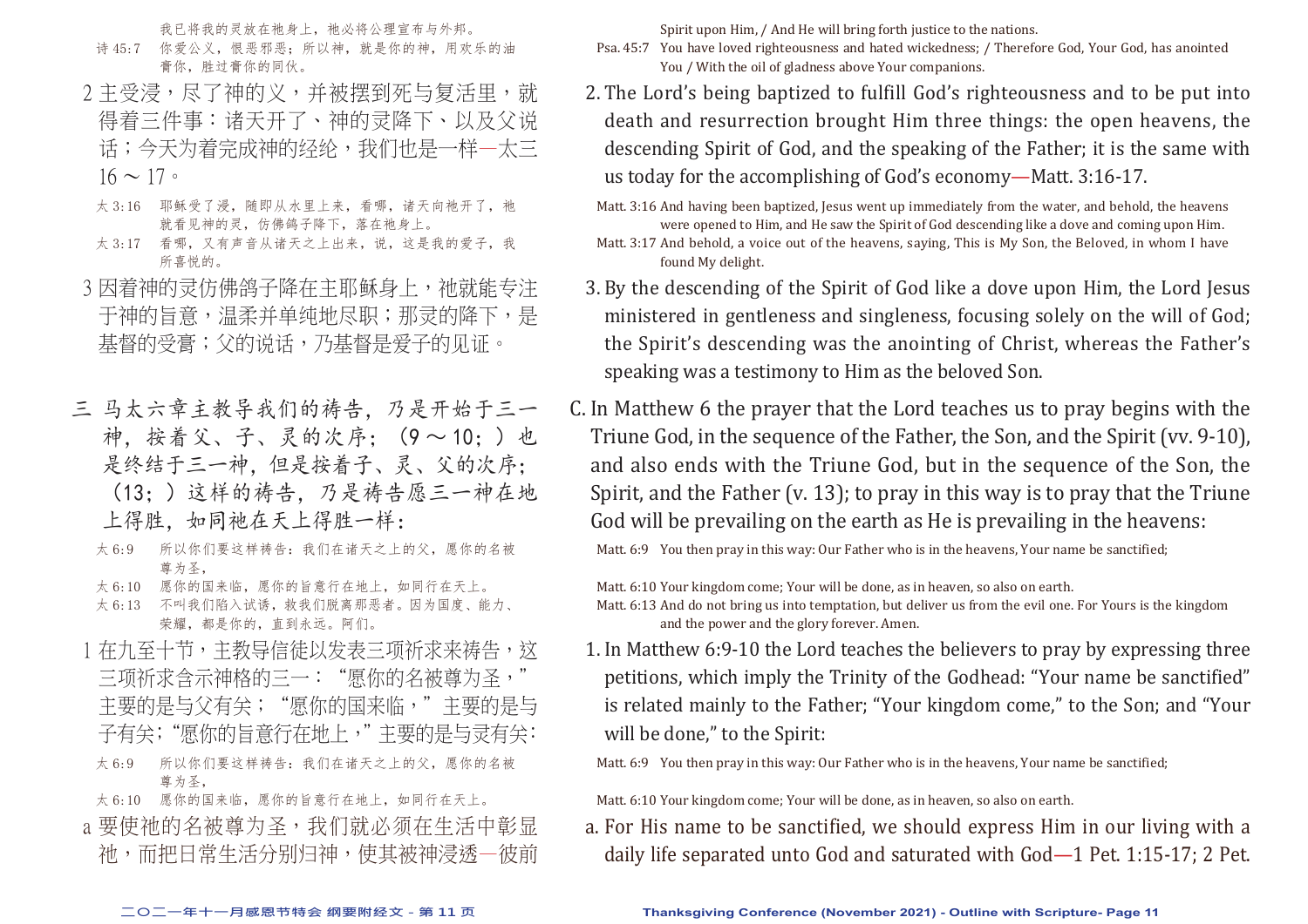我已将我的灵放在祂身上，祂必将公理宣布与外邦。

诗 45:7 你爱公义，恨恶邪恶；所以神，就是你的神，用欢乐的油膏你，胜过膏你的同伙。

2 主受浸，尽了神的义，并被摆到死与复活里，就得着三件事：诸天开了、神的灵降下、以及父说话；今天为着完成神的经纶，我们也是一样—太三16～17。

太 3:16 耶稣受了浸，随即从水里上来，看哪，诸天向祂开了，祂就看见神的灵，仿佛鸽子降下，落在祂身上。

太 3:17 看哪，又有声音从诸天之上出来，说，这是我的爱子，我所喜悦的。

3 因着神的灵仿佛鸽子降在主耶稣身上，祂就能专注于神的旨意，温柔并单纯地尽职；那灵的降下，是基督的受膏；父的说话，乃基督是爱子的见证。

三 马太六章主教导我们的祷告，乃是开始于三一神，按着父、子、灵的次序；（9～10；）也是终结于三一神，但是按着子、灵、父的次序；（13；）这样的祷告，乃是祷告愿三一神在地上得胜，如同祂在天上得胜一样：

太 6:9 所以你们要这样祷告：我们在诸天之上的父，愿你的名被尊为圣，

太 6:10 愿你的国来临，愿你的旨意行在地上，如同行在天上。

太 6:13 不叫我们陷入试诱，救我们脱离那恶者。因为国度、能力、荣耀，都是你的，直到永远。阿们。

1 在九至十节，主教导信徒以发表三项祈求来祷告，这三项祈求含示神格的三一：“愿你的名被尊为圣，”主要的是与父有关；“愿你的国来临，”主要的是与子有关；“愿你的旨意行在地上，”主要的是与灵有关：

太 6:9 所以你们要这样祷告：我们在诸天之上的父，愿你的名被尊为圣，

太 6:10 愿你的国来临，愿你的旨意行在地上，如同行在天上。

a 要使祂的名被尊为圣，我们就必须在生活中彰显祂，而把日常生活分别归神，使其被神浸透—彼前

Spirit upon Him, / And He will bring forth justice to the nations.

Psa. 45:7 You have loved righteousness and hated wickedness; / Therefore God, Your God, has anointed You / With the oil of gladness above Your companions.

2. The Lord's being baptized to fulfill God's righteousness and to be put into death and resurrection brought Him three things: the open heavens, the descending Spirit of God, and the speaking of the Father; it is the same with us today for the accomplishing of God's economy—Matt. 3:16-17.

Matt. 3:16 And having been baptized, Jesus went up immediately from the water, and behold, the heavens were opened to Him, and He saw the Spirit of God descending like a dove and coming upon Him.

Matt. 3:17 And behold, a voice out of the heavens, saying, This is My Son, the Beloved, in whom I have found My delight.

3. By the descending of the Spirit of God like a dove upon Him, the Lord Jesus ministered in gentleness and singleness, focusing solely on the will of God; the Spirit's descending was the anointing of Christ, whereas the Father's speaking was a testimony to Him as the beloved Son.

C. In Matthew 6 the prayer that the Lord teaches us to pray begins with the Triune God, in the sequence of the Father, the Son, and the Spirit (vv. 9-10), and also ends with the Triune God, but in the sequence of the Son, the Spirit, and the Father (v. 13); to pray in this way is to pray that the Triune God will be prevailing on the earth as He is prevailing in the heavens:

Matt. 6:9 You then pray in this way: Our Father who is in the heavens, Your name be sanctified;

Matt. 6:10 Your kingdom come; Your will be done, as in heaven, so also on earth.

Matt. 6:13 And do not bring us into temptation, but deliver us from the evil one. For Yours is the kingdom and the power and the glory forever. Amen.

1. In Matthew 6:9-10 the Lord teaches the believers to pray by expressing three petitions, which imply the Trinity of the Godhead: "Your name be sanctified" is related mainly to the Father; "Your kingdom come," to the Son; and "Your will be done," to the Spirit:

Matt. 6:9 You then pray in this way: Our Father who is in the heavens, Your name be sanctified;

Matt. 6:10 Your kingdom come; Your will be done, as in heaven, so also on earth.

a. For His name to be sanctified, we should express Him in our living with a daily life separated unto God and saturated with God—1 Pet. 1:15-17; 2 Pet.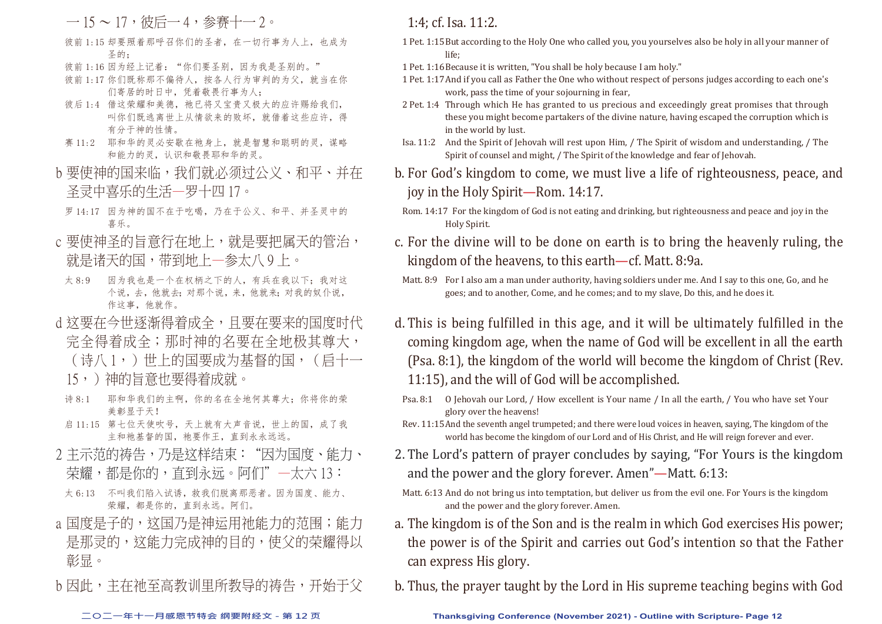一 15 ～ 17，彼后一 4，参赛十一 2。

彼前 1:15 却要照着那呼召你们的圣者，在一切行事为人上，也成为圣的；

彼前 1:16 因为经上记着："你们要圣别，因为我是圣别的。"

彼前 1:17 你们既称那不偏待人，按各人行为审判的为父，就当在你们寄居的时日中，凭着敬畏行事为人；

彼后 1:4 借这荣耀和美德，祂已将又宝贵又极大的应许赐给我们，叫你们既逃离世上从情欲来的败坏，就借着这些应许，得有分于神的性情。

赛 11:2 耶和华的灵必安歇在祂身上，就是智慧和聪明的灵，谋略和能力的灵，认识和敬畏耶和华的灵。

b 要使神的国来临，我们就必须过公义、和平、并在圣灵中喜乐的生活—罗十四 17。

罗 14:17 因为神的国不在于吃喝，乃在于公义、和平、并圣灵中的喜乐。

c 要使神圣的旨意行在地上，就是要把属天的管治，就是诸天的国，带到地上—参太八 9 上。

太 8:9 因为我也是一个在权柄之下的人，有兵在我以下；我对这个说，去，他就去；对那个说，来，他就来；对我的奴仆说，作这事，他就作。

d 这要在今世逐渐得着成全，且要在要来的国度时代完全得着成全；那时神的名要在全地极其尊大，（诗八 1，）世上的国要成为基督的国，（启十一 15，）神的旨意也要得着成就。

诗 8:1 耶和华我们的主啊，你的名在全地何其尊大；你将你的荣美彰显于天！

启 11:15 第七位天使吹号，天上就有大声音说，世上的国，成了我主和祂基督的国，祂要作王，直到永永远远。

2 主示范的祷告，乃是这样结束："因为国度、能力、荣耀，都是你的，直到永远。阿们"—太六 13：

太 6:13 不叫我们陷入试诱，救我们脱离那恶者。因为国度、能力、荣耀，都是你的，直到永远。阿们。

a 国度是子的，这国乃是神运用祂能力的范围；能力是那灵的，这能力完成神的目的，使父的荣耀得以彰显。

b 因此，主在祂至高教训里所教导的祷告，开始于父

1:4; cf. Isa. 11:2.

1 Pet. 1:15 But according to the Holy One who called you, you yourselves also be holy in all your manner of life;

1 Pet. 1:16 Because it is written, "You shall be holy because I am holy."

1 Pet. 1:17 And if you call as Father the One who without respect of persons judges according to each one's work, pass the time of your sojourning in fear,

2 Pet. 1:4 Through which He has granted to us precious and exceedingly great promises that through these you might become partakers of the divine nature, having escaped the corruption which is in the world by lust.

Isa. 11:2 And the Spirit of Jehovah will rest upon Him, / The Spirit of wisdom and understanding, / The Spirit of counsel and might, / The Spirit of the knowledge and fear of Jehovah.

b. For God's kingdom to come, we must live a life of righteousness, peace, and joy in the Holy Spirit—Rom. 14:17.

Rom. 14:17 For the kingdom of God is not eating and drinking, but righteousness and peace and joy in the Holy Spirit.

c. For the divine will to be done on earth is to bring the heavenly ruling, the kingdom of the heavens, to this earth—cf. Matt. 8:9a.

Matt. 8:9 For I also am a man under authority, having soldiers under me. And I say to this one, Go, and he goes; and to another, Come, and he comes; and to my slave, Do this, and he does it.

d. This is being fulfilled in this age, and it will be ultimately fulfilled in the coming kingdom age, when the name of God will be excellent in all the earth (Psa. 8:1), the kingdom of the world will become the kingdom of Christ (Rev. 11:15), and the will of God will be accomplished.

Psa. 8:1 O Jehovah our Lord, / How excellent is Your name / In all the earth, / You who have set Your glory over the heavens!

Rev. 11:15 And the seventh angel trumpeted; and there were loud voices in heaven, saying, The kingdom of the world has become the kingdom of our Lord and of His Christ, and He will reign forever and ever.

2. The Lord's pattern of prayer concludes by saying, "For Yours is the kingdom and the power and the glory forever. Amen"—Matt. 6:13:

Matt. 6:13 And do not bring us into temptation, but deliver us from the evil one. For Yours is the kingdom and the power and the glory forever. Amen.

a. The kingdom is of the Son and is the realm in which God exercises His power; the power is of the Spirit and carries out God's intention so that the Father can express His glory.

b. Thus, the prayer taught by the Lord in His supreme teaching begins with God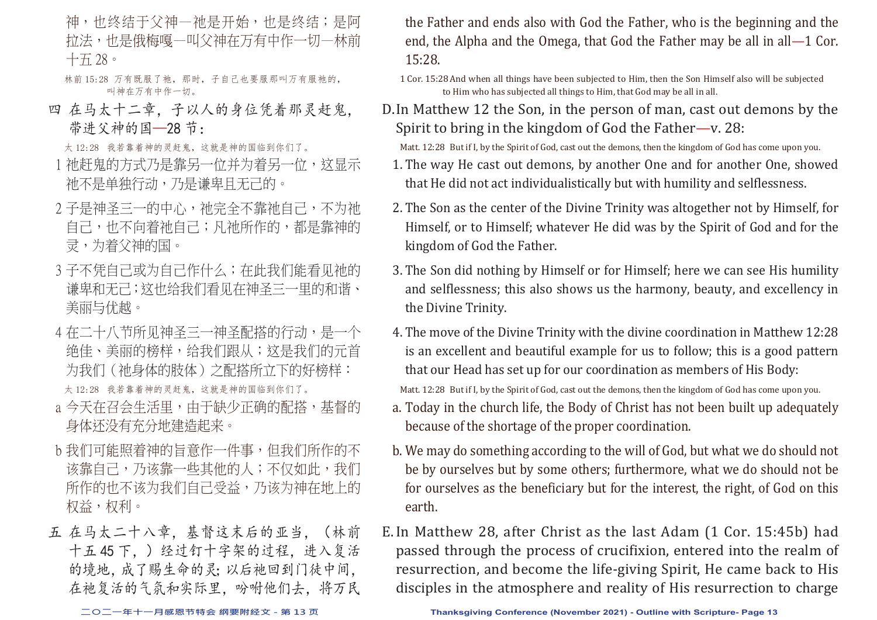神，也终结于父神—祂是开始，也是终结；是阿拉法，也是俄梅嘎—叫父神在万有中作一切—林前十五28。

林前15:28 万有既服了祂，那时，子自己也要服那叫万有服祂的，叫神在万有中作一切。

四 在马太十二章，子以人的身位凭着那灵赶鬼，带进父神的国—28节：

太12:28 我若靠着神的灵赶鬼，这就是神的国临到你们了。

1 祂赶鬼的方式乃是靠另一位并为着另一位，这显示祂不是单独行动，乃是谦卑且无己的。

2 子是神圣三一的中心，祂完全不靠祂自己，不为祂自己，也不向着祂自己；凡祂所作的，都是靠神的灵，为着父神的国。

3 子不凭自己或为自己作什么；在此我们能看见祂的谦卑和无己；这也给我们看见在神圣三一里的和谐、美丽与优越。

4 在二十八节所见神圣三一神圣配搭的行动，是一个绝佳、美丽的榜样，给我们跟从；这是我们的元首为我们（祂身体的肢体）之配搭所立下的好榜样：

太12:28 我若靠着神的灵赶鬼，这就是神的国临到你们了。

a 今天在召会生活里，由于缺少正确的配搭，基督的身体还没有充分地建造起来。

b 我们可能照着神的旨意作一件事，但我们所作的不该靠自己，乃该靠一些其他的人；不仅如此，我们所作的也不该为我们自己受益，乃该为神在地上的权益，权利。

五 在马太二十八章，基督这末后的亚当，（林前十五45下，）经过钉十字架的过程，进入复活的境地，成了赐生命的灵；以后祂回到门徒中间，在祂复活的气氛和实际里，吩咐他们去，将万民

---

the Father and ends also with God the Father, who is the beginning and the end, the Alpha and the Omega, that God the Father may be all in all—1 Cor. 15:28.

1 Cor. 15:28 And when all things have been subjected to Him, then the Son Himself also will be subjected to Him who has subjected all things to Him, that God may be all in all.

D. In Matthew 12 the Son, in the person of man, cast out demons by the Spirit to bring in the kingdom of God the Father—v. 28:

Matt. 12:28 But if I, by the Spirit of God, cast out the demons, then the kingdom of God has come upon you.

1. The way He cast out demons, by another One and for another One, showed that He did not act individualistically but with humility and selflessness.
2. The Son as the center of the Divine Trinity was altogether not by Himself, for Himself, or to Himself; whatever He did was by the Spirit of God and for the kingdom of God the Father.
3. The Son did nothing by Himself or for Himself; here we can see His humility and selflessness; this also shows us the harmony, beauty, and excellency in the Divine Trinity.
4. The move of the Divine Trinity with the divine coordination in Matthew 12:28 is an excellent and beautiful example for us to follow; this is a good pattern that our Head has set up for our coordination as members of His Body:

Matt. 12:28 But if I, by the Spirit of God, cast out the demons, then the kingdom of God has come upon you.

a. Today in the church life, the Body of Christ has not been built up adequately because of the shortage of the proper coordination.

b. We may do something according to the will of God, but what we do should not be by ourselves but by some others; furthermore, what we do should not be for ourselves as the beneficiary but for the interest, the right, of God on this earth.

E. In Matthew 28, after Christ as the last Adam (1 Cor. 15:45b) had passed through the process of crucifixion, entered into the realm of resurrection, and become the life-giving Spirit, He came back to His disciples in the atmosphere and reality of His resurrection to charge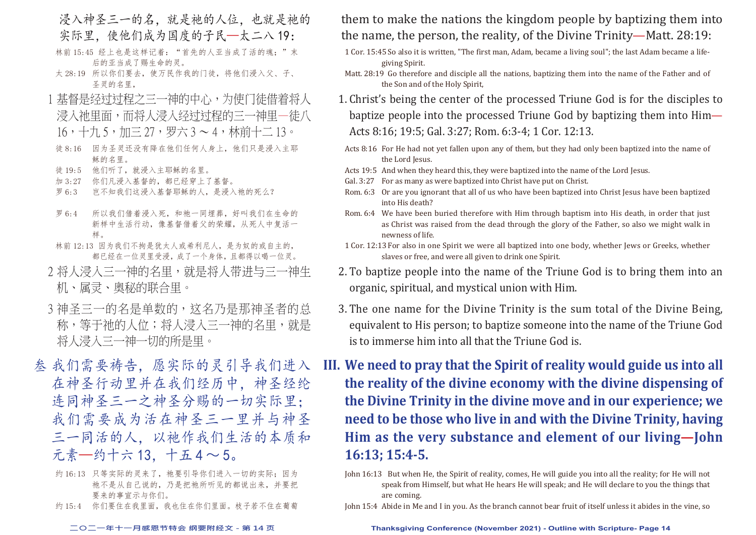浸入神圣三一的名，就是祂的人位，也就是祂的实际里，使他们成为国度的子民—太二八19：

林前15:45 经上也是这样记着："首先的人亚当成了活的魂；"末后的亚当成了赐生命的灵。

太28:19 所以你们要去，使万民作我的门徒，将他们浸入父、子、圣灵的名里，

1 基督是经过过程之三一神的中心，为使门徒借着将人浸入祂里面，而将人浸入经过过程的三一神里—徒八16，十九5，加三27，罗六3～4，林前十二13。

徒8:16 因为圣灵还没有降在他们任何人身上，他们只是浸入主耶稣的名里。

徒19:5 他们听了，就浸入主耶稣的名里。

加3:27 你们凡浸入基督的，都已经穿上了基督。

罗6:3 岂不知我们这浸入基督耶稣的人，是浸入祂的死么？

罗6:4 所以我们借着浸入死，和祂一同埋葬，好叫我们在生命的新样中生活行动，像基督借着父的荣耀，从死人中复活一样。

林前12:13 因为我们不拘是犹太人或希利尼人，是为奴的或自主的，都已经在一位灵里受浸，成了一个身体，且都得以喝一位灵。

2 将人浸入三一神的名里，就是将人带进与三一神生机、属灵、奥秘的联合里。

3 神圣三一的名是单数的，这名乃是那神圣者的总称，等于祂的人位；将人浸入三一神的名里，就是将人浸入三一神一切的所是里。

## 叁 我们需要祷告，愿实际的灵引导我们进入在神圣行动里并在我们经历中，神圣经纶连同神圣三一之神圣分赐的一切实际里；我们需要成为活在神圣三一里并与神圣三一同活的人，以祂作我们生活的本质和元素—约十六13，十五4～5。

约16:13 只等实际的灵来了，祂要引导你们进入一切的实际；因为祂不是从自己说的，乃是把祂所听见的都说出来，并要把要来的事宣示与你们。

约15:4 你们要住在我里面，我也住在你们里面。枝子若不住在葡萄

them to make the nations the kingdom people by baptizing them into the name, the person, the reality, of the Divine Trinity—Matt. 28:19:

1 Cor. 15:45 So also it is written, "The first man, Adam, became a living soul"; the last Adam became a life-giving Spirit.

Matt. 28:19 Go therefore and disciple all the nations, baptizing them into the name of the Father and of the Son and of the Holy Spirit,

1. Christ's being the center of the processed Triune God is for the disciples to baptize people into the processed Triune God by baptizing them into Him—Acts 8:16; 19:5; Gal. 3:27; Rom. 6:3-4; 1 Cor. 12:13.

Acts 8:16 For He had not yet fallen upon any of them, but they had only been baptized into the name of the Lord Jesus.

Acts 19:5 And when they heard this, they were baptized into the name of the Lord Jesus.

Gal. 3:27 For as many as were baptized into Christ have put on Christ.

Rom. 6:3 Or are you ignorant that all of us who have been baptized into Christ Jesus have been baptized into His death?

Rom. 6:4 We have been buried therefore with Him through baptism into His death, in order that just as Christ was raised from the dead through the glory of the Father, so also we might walk in newness of life.

1 Cor. 12:13 For also in one Spirit we were all baptized into one body, whether Jews or Greeks, whether slaves or free, and were all given to drink one Spirit.

2. To baptize people into the name of the Triune God is to bring them into an organic, spiritual, and mystical union with Him.

3. The one name for the Divine Trinity is the sum total of the Divine Being, equivalent to His person; to baptize someone into the name of the Triune God is to immerse him into all that the Triune God is.

## III. We need to pray that the Spirit of reality would guide us into all the reality of the divine economy with the divine dispensing of the Divine Trinity in the divine move and in our experience; we need to be those who live in and with the Divine Trinity, having Him as the very substance and element of our living—John 16:13; 15:4-5.

John 16:13 But when He, the Spirit of reality, comes, He will guide you into all the reality; for He will not speak from Himself, but what He hears He will speak; and He will declare to you the things that are coming.

John 15:4 Abide in Me and I in you. As the branch cannot bear fruit of itself unless it abides in the vine, so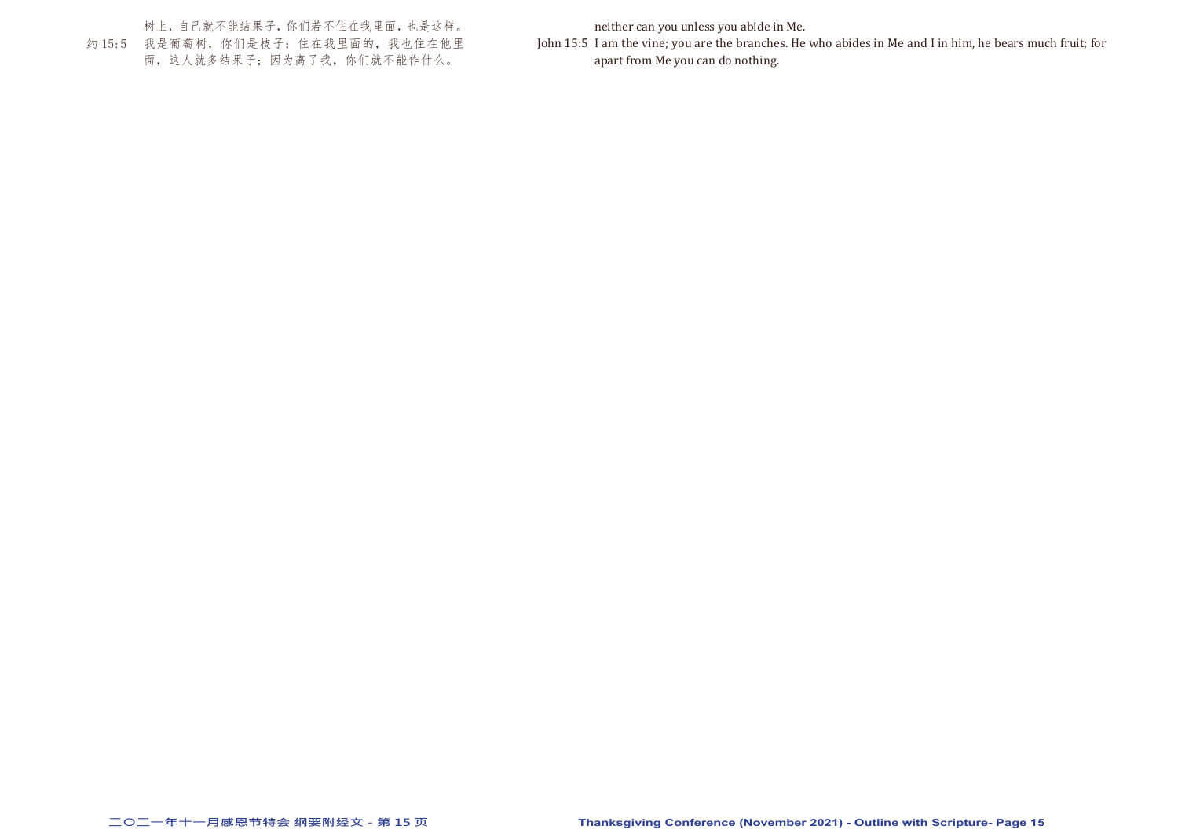树上，自己就不能结果子，你们若不住在我里面，也是这样。

约 15:5　我是葡萄树，你们是枝子；住在我里面的，我也住在他里面，这人就多结果子；因为离了我，你们就不能作什么。

neither can you unless you abide in Me.

John 15:5　I am the vine; you are the branches. He who abides in Me and I in him, he bears much fruit; for apart from Me you can do nothing.